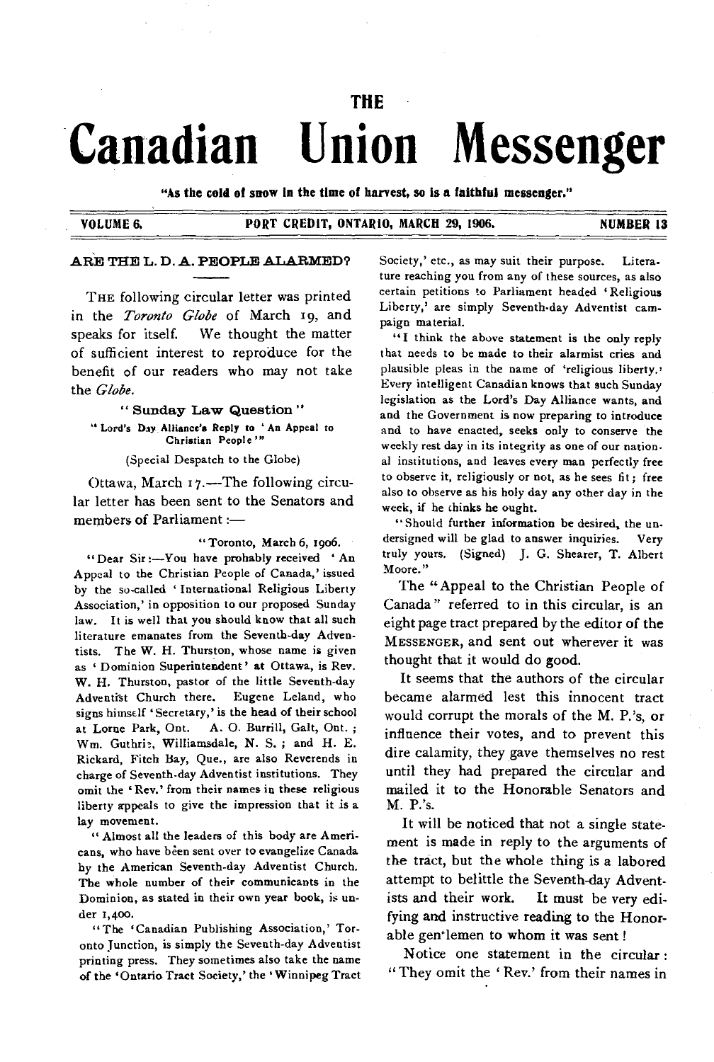# THE Canadian Union Messenger

**"As the cold of snow in the time of harvest, so is a faithful messenger."**

VOLUME 6. PORT CREDIT, ONTARIO, MARCH 29, 1906. NUMBER 13

## ARE THE L. D. A. PEOPLE ALARMED?

THE following circular letter was printed in the *Toronto Globe* of March 19, and speaks for itself. We thought the matter of sufficient interest to reproduce for the benefit of our readers who may not take the *Globe*.

### "Sunday Law Question"

"Lord's Day Alliance's Reply to 'An Appeal to Christian People'"

(Special Despatch to the Globe)

Ottawa, March 17.—The following circular letter has been sent to the Senators and members of Parliament:—

"Toronto, March 6, 1906.

"Dear Sir:—You have probably received 'An Appeal to the Christian People of Canada,' issued by the so-called 'International Religious Liberty Association,' in opposition to our proposed Sunday law. It is well that you should know that all such literature emanates from the Seventh-day Adventists. The W. H. Thurston, whose name is given as 'Dominion Superintendent' at Ottawa, is Rev. W. H. Thurston, pastor of the little Seventh-day Adventist Church there. Eugene Leland, who signs himself 'Secretary,' is the head of their school at Lorne Park, Ont. A. O. Burrill, Galt, Ont.; Wm. Guthrie, Williamsdale, N. S.; and H. E. Rickard, Fitch Bay, Que., are also Reverends in charge of Seventh-day Adventist institutions. They omit the 'Rev.' from their names in these religious liberty appeals to give the impression that it is a lay movement.

"Almost all the leaders of this body are Americans, who have been sent over to evangelize Canada by the American Seventh-day Adventist Church. The whole number of their communicants in the Dominion, as stated in their own year book, is under 1,400.

"The 'Canadian Publishing Association,' Toronto Junction, is simply the Seventh-day Adventist printing press. They sometimes also take the name of the 'Ontario Tract Society,' the 'Winnipeg Tract Society,' etc., as may suit their purpose. Literature reaching you from any of these sources, as also certain petitions to Parliament headed 'Religious Liberty,' are simply Seventh-day Adventist campaign material.

"I think the above statement is the only reply that needs to be made to their alarmist cries and plausible pleas in the name of 'religious liberty.' Every intelligent Canadian knows that such Sunday legislation as the Lord's Day Alliance wants, and and the Government is now preparing to introduce and to have enacted, seeks only to conserve the weekly rest day in its integrity as one of our national institutions, and leaves every man perfectly free to observe it, religiously or not, as he sees fit; free also to observe as his holy day any other day in the week, if he thinks he ought.

"Should further information be desired, the undersigned will be glad to answer inquiries. Very truly yours. (Signed) J. G. Shearer, T. Albert Moore."

The "Appeal to the Christian People of Canada" referred to in this circular, is an eight page tract prepared by the editor of the MESSENGER, and sent out wherever it was thought that it would do good.

It seems that the authors of the circular became alarmed lest this innocent tract would corrupt the morals of the M. P.'s, or influence their votes, and to prevent this dire calamity, they gave themselves no rest until they had prepared the circular and mailed it to the Honorable Senators and M. P.'s.

It will be noticed that not a single statement is made in reply to the arguments of the tract, but the whole thing is a labored attempt to belittle the Seventh-day Adventists and their work. It must be very edifying and instructive reading to the Honorable gentlemen to whom it was sent!

Notice one statement in the circular: "They omit the 'Rev.' from their names in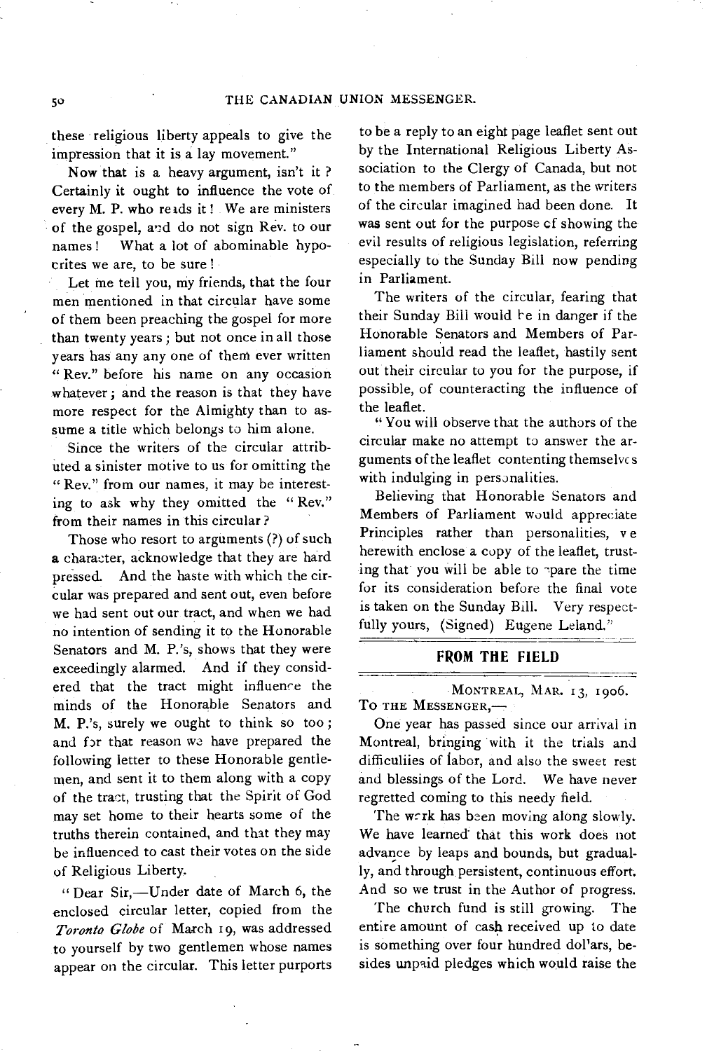these religious liberty appeals to give the impression that it is a lay movement."

Now that is a heavy argument, isn't it? Certainly it ought to influence the vote of every M. P. who reads it! We are ministers of the gospel, and do not sign Rev. to our names! What a lot of abominable hypocrites we are, to be sure!

Let me tell you, my friends, that the four men mentioned in that circular have some of them been preaching the gospel for more than twenty years; but not once in all those years has any any one of them ever written "Rev." before his name on any occasion whatever; and the reason is that they have more respect for the Almighty than to assume a title which belongs to him alone.

Since the writers of the circular attributed a sinister motive to us for omitting the "Rev." from our names, it may be interesting to ask why they omitted the "Rev." from their names in this circular?

Those who resort to arguments (?) of such a character, acknowledge that they are hard pressed. And the haste with which the circular was prepared and sent out, even before we had sent out our tract, and when we had no intention of sending it to the Honorable Senators and M. P.'s, shows that they were exceedingly alarmed. And if they considered that the tract might influence the minds of the Honorable Senators and M. P.'s, surely we ought to think so too; and for that reason we have prepared the following letter to these Honorable gentlemen, and sent it to them along with a copy of the tract, trusting that the Spirit of God may set home to their hearts some of the truths therein contained, and that they may be influenced to cast their votes on the side of Religious Liberty.

"Dear Sir,—Under date of March 6, the enclosed circular letter, copied from the *Toronto Globe* of March 19, was addressed to yourself by two gentlemen whose names appear on the circular. This letter purports to be a reply to an eight page leaflet sent out by the International Religious Liberty Association to the Clergy of Canada, but not to the members of Parliament, as the writers of the circular imagined had been done. It was sent out for the purpose of showing the evil results of religious legislation, referring especially to the Sunday Bill now pending in Parliament.

The writers of the circular, fearing that their Sunday Bill would be in danger if the Honorable Senators and Members of Parliament should read the leaflet, hastily sent out their circular to you for the purpose, if possible, of counteracting the influence of the leaflet.

"You will observe that the authors of the circular make no attempt to answer the arguments of the leaflet contenting themselves with indulging in personalities.

Believing that Honorable Senators and Members of Parliament would appreciate Principles rather than personalities, we herewith enclose a copy of the leaflet, trusting that you will be able to spare the time for its consideration before the final vote is taken on the Sunday Bill. Very respectfully yours, (Signed) Eugene Leland."

## FROM THE FIELD

MONTREAL, MAR. 13, 1906.

TO THE MESSENGER,—

One year has passed since our arrival in Montreal, bringing with it the trials and difficulties of labor, and also the sweet rest and blessings of the Lord. We have never regretted coming to this needy field.

The work has been moving along slowly. We have learned that this work does not advance by leaps and bounds, but gradually, and through persistent, continuous effort. And so we trust in the Author of progress.

The church fund is still growing. The entire amount of cash received up to date is something over four hundred dollars, besides unpaid pledges which would raise the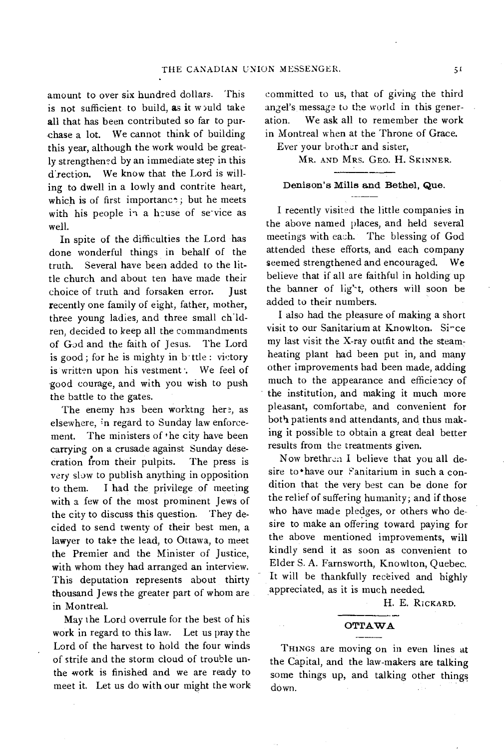amount to over six hundred dollars. This is not sufficient to build, as it would take all that has been contributed so far to purchase a lot. We cannot think of building this year, although the work would be greatly strengthened by an immediate step in this direction. We know that the Lord is willing to dwell in a lowly and contrite heart, which is of first importance; but he meets with his people in a house of service as well.

In spite of the difficulties the Lord has done wonderful things in behalf of the truth. Several have been added to the little church and about ten have made their choice of truth and forsaken error. Just recently one family of eight, father, mother, three young ladies, and three small children, decided to keep all the commandments of God and the faith of Jesus. The Lord is good; for he is mighty in battle: victory is written upon his vestment. We feel of good courage, and with you wish to push the battle to the gates.

The enemy has been working here, as elsewhere, in regard to Sunday law enforcement. The ministers of the city have been carrying on a crusade against Sunday desecration from their pulpits. The press is very slow to publish anything in opposition to them. I had the privilege of meeting with a few of the most prominent Jews of the city to discuss this question. They decided to send twenty of their best men, a lawyer to take the lead, to Ottawa, to meet the Premier and the Minister of Justice, with whom they had arranged an interview. This deputation represents about thirty thousand Jews the greater part of whom are in Montreal.

May the Lord overrule for the best of his work in regard to this law. Let us pray the Lord of the harvest to hold the four winds of strife and the storm cloud of trouble until the work is finished and we are ready to meet it. Let us do with our might the work committed to us, that of giving the third angel's message to the world in this generation. We ask all to remember the work in Montreal when at the Throne of Grace.

Ever your brother and sister,

MR. AND MRS. GEO. H. SKINNER.

## Denison's Mills and Bethel, Que.

I recently visited the little companies in the above named places, and held several meetings with each. The blessing of God attended these efforts, and each company seemed strengthened and encouraged. We believe that if all are faithful in holding up the banner of light, others will soon be added to their numbers.

I also had the pleasure of making a short visit to our Sanitarium at Knowlton. Since my last visit the X-ray outfit and the steam-heating plant had been put in, and many other improvements had been made, adding much to the appearance and efficiency of the institution, and making it much more pleasant, comfortabe, and convenient for both patients and attendants, and thus making it possible to obtain a great deal better results from the treatments given.

Now brethren I believe that you all desire to have our Sanitarium in such a condition that the very best can be done for the relief of suffering humanity; and if those who have made pledges, or others who desire to make an offering toward paying for the above mentioned improvements, will kindly send it as soon as convenient to Elder S. A. Farnsworth, Knowlton, Quebec. It will be thankfully received and highly appreciated, as it is much needed.

H. E. RICKARD.

## OTTAWA

THINGS are moving on in even lines at the Capital, and the law-makers are talking some things up, and talking other things down.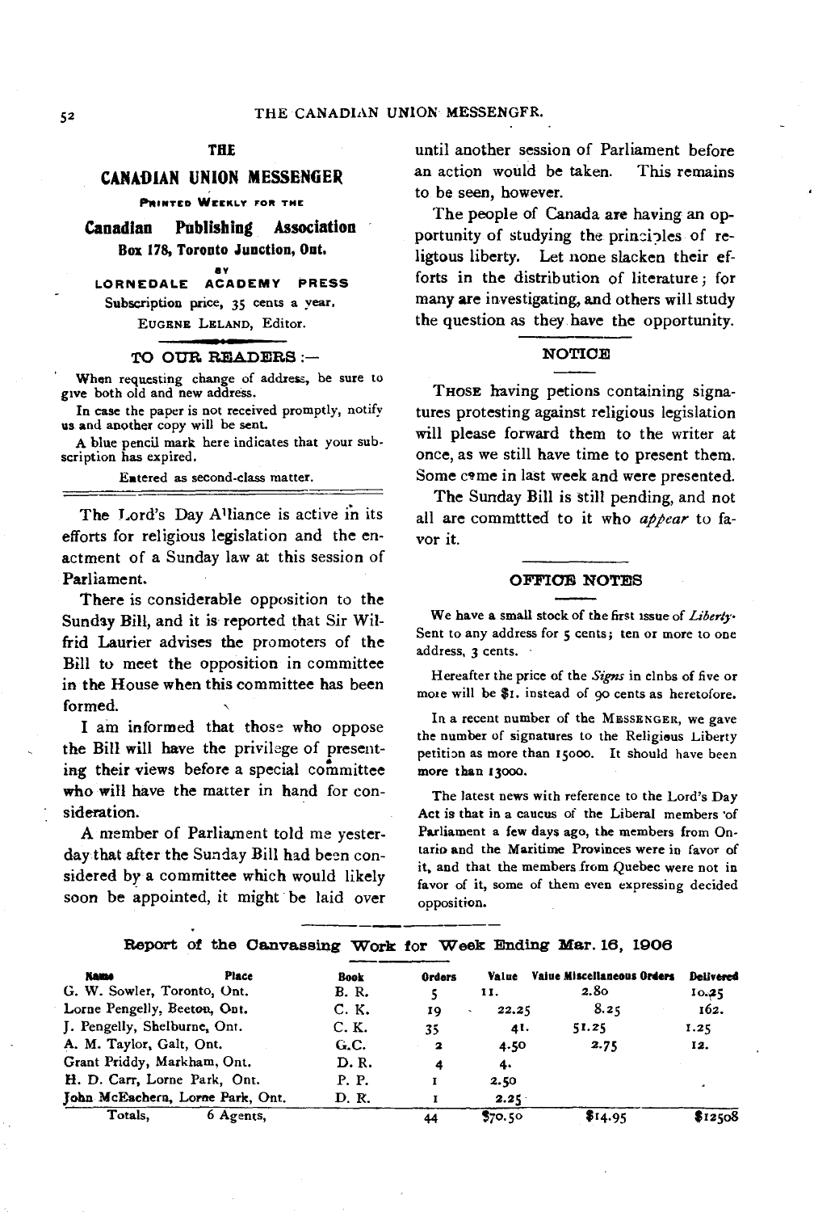## THE CANADIAN UNION MESSENGER

PRINTED WEEKLY FOR THE

**Canadian Publishing Association**

**Box 178, Toronto Junction, Ont.**

BY

LORNEDALE ACADEMY PRESS

Subscription price, 35 cents a year.

EUGENE LELAND, Editor.

### TO OUR READERS :—

When requesting change of address, be sure to give both old and new address.

In case the paper is not received promptly, notify us and another copy will be sent.

A blue pencil mark here indicates that your subscription has expired.

Entered as second-class matter.

---

The Lord's Day Alliance is active in its efforts for religious legislation and the enactment of a Sunday law at this session of Parliament.

There is considerable opposition to the Sunday Bill, and it is reported that Sir Wilfrid Laurier advises the promoters of the Bill to meet the opposition in committee in the House when this committee has been formed.

I am informed that those who oppose the Bill will have the privilege of presenting their views before a special committee who will have the matter in hand for consideration.

A member of Parliament told me yesterday that after the Sunday Bill had been considered by a committee which would likely soon be appointed, it might be laid over until another session of Parliament before an action would be taken. This remains to be seen, however.

The people of Canada are having an opportunity of studying the principles of religtous liberty. Let none slacken their efforts in the distribution of literature; for many are investigating, and others will study the question as they have the opportunity.

### NOTICE

THOSE having petions containing signatures protesting against religious legislation will please forward them to the writer at once, as we still have time to present them. Some come in last week and were presented.

The Sunday Bill is still pending, and not all are commttted to it who *appear* to favor it.

### OFFICE NOTES

We have a small stock of the first issue of *Liberty*. Sent to any address for 5 cents; ten or more to one address, 3 cents.

Hereafter the price of the *Signs* in clubs of five or more will be $1. instead of 90 cents as heretofore.

In a recent number of the MESSENGER, we gave the number of signatures to the Religious Liberty petition as more than 15000. It should have been more than 13000.

The latest news with reference to the Lord's Day Act is that in a caucus of the Liberal members of Parliament a few days ago, the members from Ontario and the Maritime Provinces were in favor of it, and that the members from Quebec were not in favor of it, some of them even expressing decided opposition.

### Report of the Canvassing Work for Week Ending Mar. 16, 1906

| Name | Place | Book | Orders | Value | Value Miscellaneous Orders | Delivered |
|---|---|---|---|---|---|---|
| G. W. Sowler, | Toronto, Ont. | B. R. | 5 | 11. | 2.80 | 10.25 |
| Lorne Pengelly, | Beeton, Ont. | C. K. | 19 | 22.25 | 8.25 | 162. |
| J. Pengelly, | Shelburne, Ont. | C. K. | 35 | 41. | 51.25 | 1.25 |
| A. M. Taylor, | Galt, Ont. | G.C. | 2 | 4.50 | 2.75 | 12. |
| Grant Priddy, | Markham, Ont. | D. R. | 4 | 4. | | |
| H. D. Carr, | Lorne Park, Ont. | P. P. | 1 | 2.50 | | |
| John McEachern, | Lorne Park, Ont. | D. R. | 1 | 2.25 | | |
| Totals, | 6 Agents, | | 44 | $70.50 | $14.95 | $12508 |